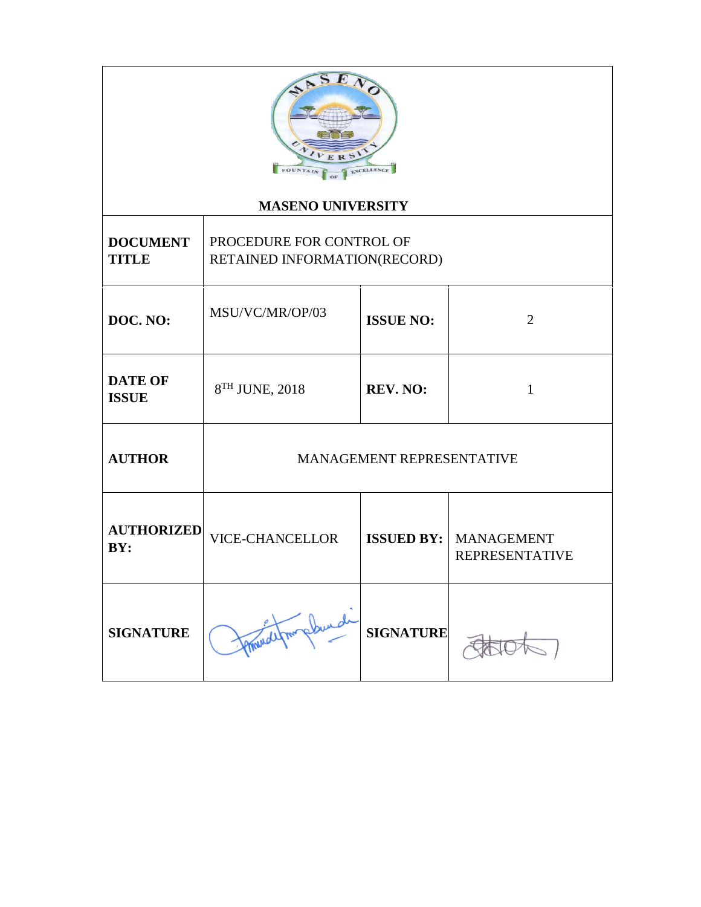**MASENO UNIVERSITY**

| | | | |
|---|---|---|---|
| **DOCUMENT TITLE** | PROCEDURE FOR CONTROL OF RETAINED INFORMATION(RECORD) | | |
| **DOC. NO:** | MSU/VC/MR/OP/03 | **ISSUE NO:** | 2 |
| **DATE OF ISSUE** | 8TH JUNE, 2018 | **REV. NO:** | 1 |
| **AUTHOR** | MANAGEMENT REPRESENTATIVE | | |
| **AUTHORIZED BY:** | VICE-CHANCELLOR | **ISSUED BY:** | MANAGEMENT REPRESENTATIVE |
| **SIGNATURE** | | **SIGNATURE** | |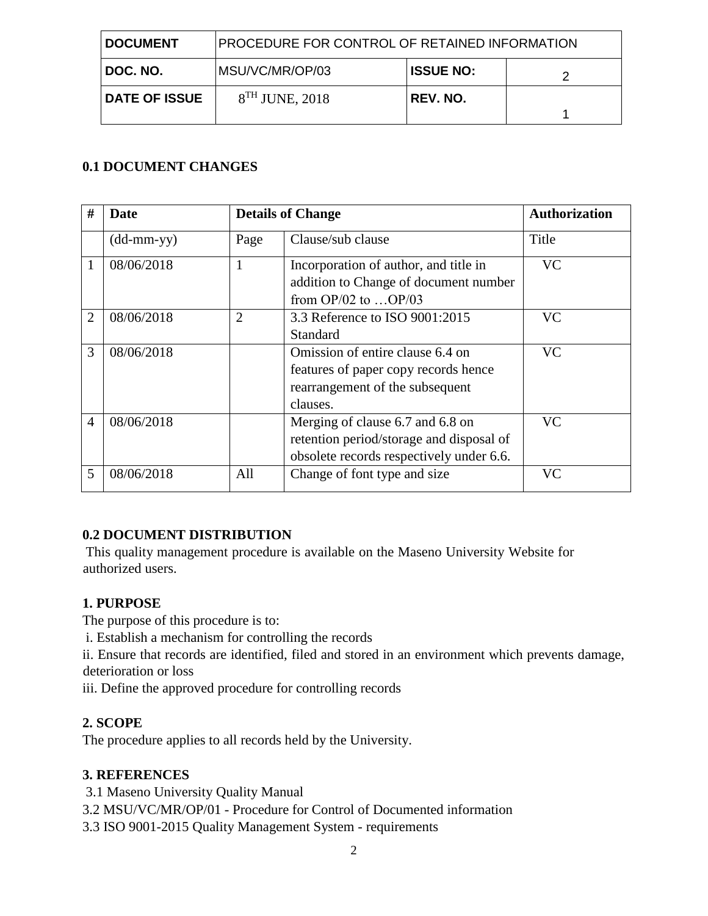| DOCUMENT | PROCEDURE FOR CONTROL OF RETAINED INFORMATION | | |
|---|---|---|---|
| DOC. NO. | MSU/VC/MR/OP/03 | ISSUE NO: | 2 |
| DATE OF ISSUE | 8TH JUNE, 2018 | REV. NO. | 1 |

### 0.1 DOCUMENT CHANGES

| # | Date | Details of Change | | Authorization |
|---|---|---|---|---|
| | (dd-mm-yy) | Page | Clause/sub clause | Title |
| 1 | 08/06/2018 | 1 | Incorporation of author, and title in addition to Change of document number from OP/02 to …OP/03 | VC |
| 2 | 08/06/2018 | 2 | 3.3 Reference to ISO 9001:2015 Standard | VC |
| 3 | 08/06/2018 | | Omission of entire clause 6.4 on features of paper copy records hence rearrangement of the subsequent clauses. | VC |
| 4 | 08/06/2018 | | Merging of clause 6.7 and 6.8 on retention period/storage and disposal of obsolete records respectively under 6.6. | VC |
| 5 | 08/06/2018 | All | Change of font type and size | VC |

### 0.2 DOCUMENT DISTRIBUTION

This quality management procedure is available on the Maseno University Website for authorized users.

### 1. PURPOSE

The purpose of this procedure is to:

i. Establish a mechanism for controlling the records

ii. Ensure that records are identified, filed and stored in an environment which prevents damage, deterioration or loss

iii. Define the approved procedure for controlling records

### 2. SCOPE

The procedure applies to all records held by the University.

### 3. REFERENCES

3.1 Maseno University Quality Manual

3.2 MSU/VC/MR/OP/01 - Procedure for Control of Documented information

3.3 ISO 9001-2015 Quality Management System - requirements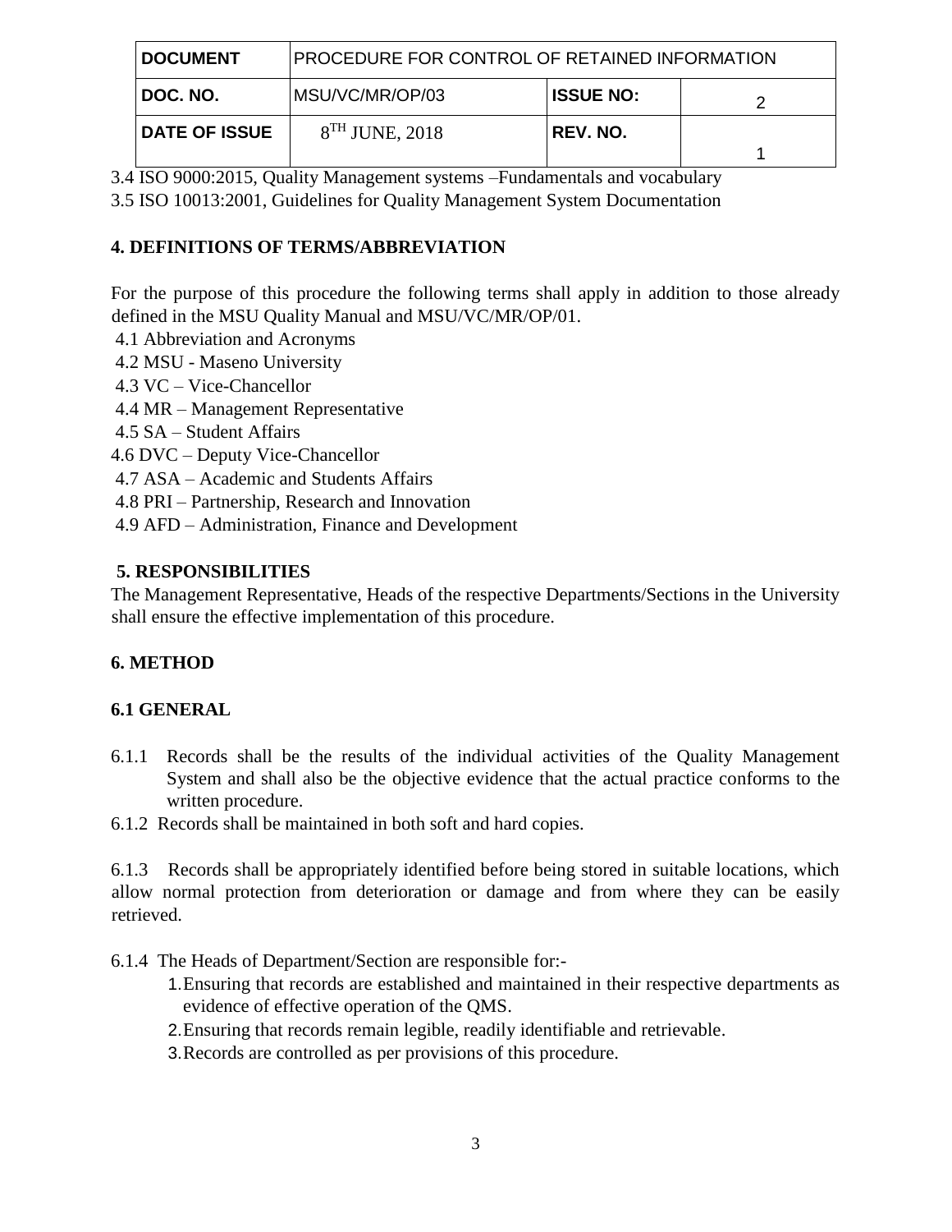3.4 ISO 9000:2015, Quality Management systems –Fundamentals and vocabulary

3.5 ISO 10013:2001, Guidelines for Quality Management System Documentation

## 4. DEFINITIONS OF TERMS/ABBREVIATION

For the purpose of this procedure the following terms shall apply in addition to those already defined in the MSU Quality Manual and MSU/VC/MR/OP/01.

4.1 Abbreviation and Acronyms

4.2 MSU - Maseno University

4.3 VC – Vice-Chancellor

4.4 MR – Management Representative

4.5 SA – Student Affairs

4.6 DVC – Deputy Vice-Chancellor

4.7 ASA – Academic and Students Affairs

4.8 PRI – Partnership, Research and Innovation

4.9 AFD – Administration, Finance and Development

## 5. RESPONSIBILITIES

The Management Representative, Heads of the respective Departments/Sections in the University shall ensure the effective implementation of this procedure.

## 6. METHOD

### 6.1 GENERAL

6.1.1 Records shall be the results of the individual activities of the Quality Management System and shall also be the objective evidence that the actual practice conforms to the written procedure.

6.1.2 Records shall be maintained in both soft and hard copies.

6.1.3 Records shall be appropriately identified before being stored in suitable locations, which allow normal protection from deterioration or damage and from where they can be easily retrieved.

6.1.4 The Heads of Department/Section are responsible for:-

1. Ensuring that records are established and maintained in their respective departments as evidence of effective operation of the QMS.
2. Ensuring that records remain legible, readily identifiable and retrievable.
3. Records are controlled as per provisions of this procedure.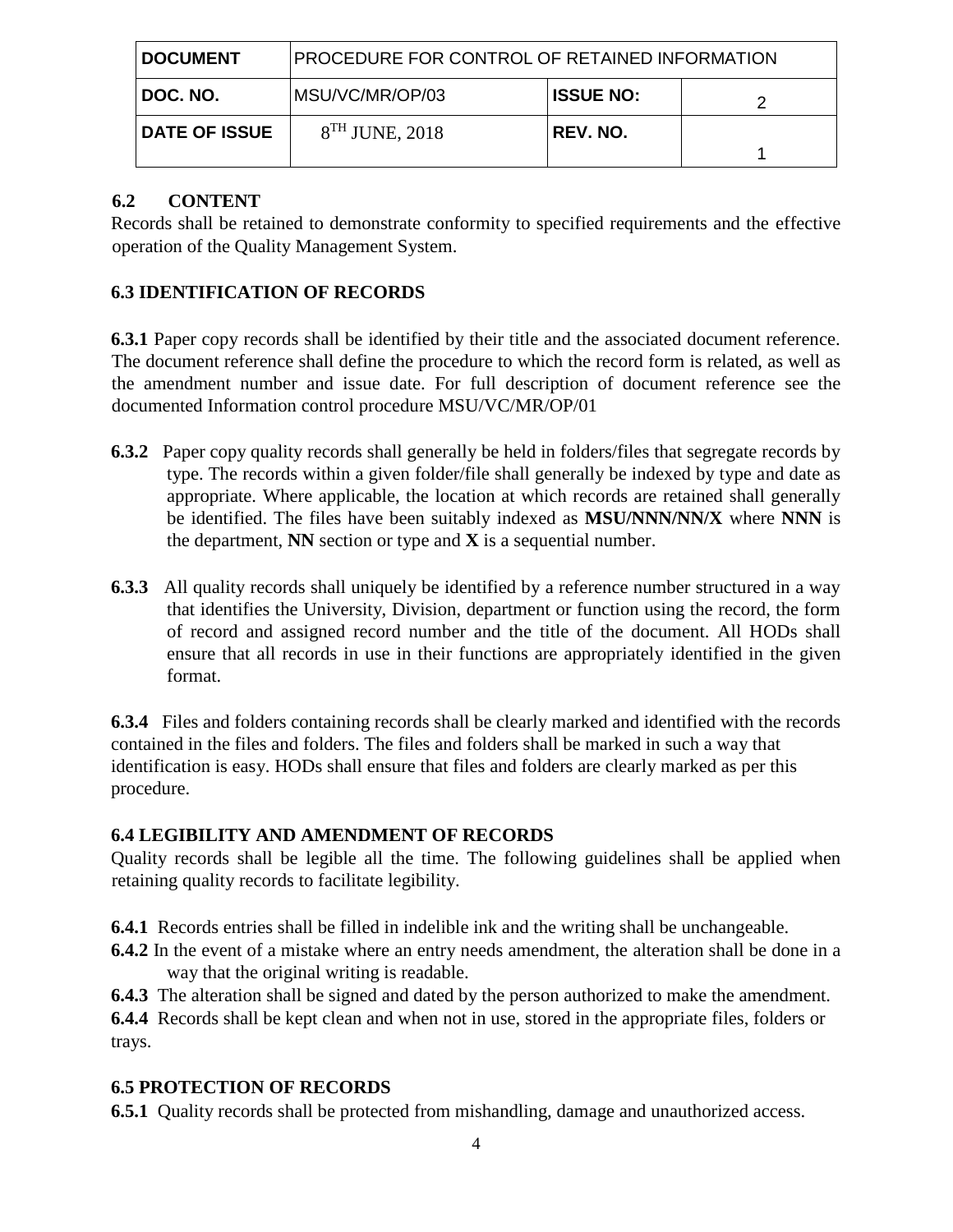| DOCUMENT | PROCEDURE FOR CONTROL OF RETAINED INFORMATION | | |
|---|---|---|---|
| DOC. NO. | MSU/VC/MR/OP/03 | ISSUE NO: | 2 |
| DATE OF ISSUE | 8TH JUNE, 2018 | REV. NO. | 1 |

### 6.2 CONTENT

Records shall be retained to demonstrate conformity to specified requirements and the effective operation of the Quality Management System.

### 6.3 IDENTIFICATION OF RECORDS

**6.3.1** Paper copy records shall be identified by their title and the associated document reference. The document reference shall define the procedure to which the record form is related, as well as the amendment number and issue date. For full description of document reference see the documented Information control procedure MSU/VC/MR/OP/01

**6.3.2** Paper copy quality records shall generally be held in folders/files that segregate records by type. The records within a given folder/file shall generally be indexed by type and date as appropriate. Where applicable, the location at which records are retained shall generally be identified. The files have been suitably indexed as **MSU/NNN/NN/X** where **NNN** is the department, **NN** section or type and **X** is a sequential number.

**6.3.3** All quality records shall uniquely be identified by a reference number structured in a way that identifies the University, Division, department or function using the record, the form of record and assigned record number and the title of the document. All HODs shall ensure that all records in use in their functions are appropriately identified in the given format.

**6.3.4** Files and folders containing records shall be clearly marked and identified with the records contained in the files and folders. The files and folders shall be marked in such a way that identification is easy. HODs shall ensure that files and folders are clearly marked as per this procedure.

### 6.4 LEGIBILITY AND AMENDMENT OF RECORDS

Quality records shall be legible all the time. The following guidelines shall be applied when retaining quality records to facilitate legibility.

**6.4.1** Records entries shall be filled in indelible ink and the writing shall be unchangeable.

**6.4.2** In the event of a mistake where an entry needs amendment, the alteration shall be done in a way that the original writing is readable.

**6.4.3** The alteration shall be signed and dated by the person authorized to make the amendment.

**6.4.4** Records shall be kept clean and when not in use, stored in the appropriate files, folders or trays.

### 6.5 PROTECTION OF RECORDS

**6.5.1** Quality records shall be protected from mishandling, damage and unauthorized access.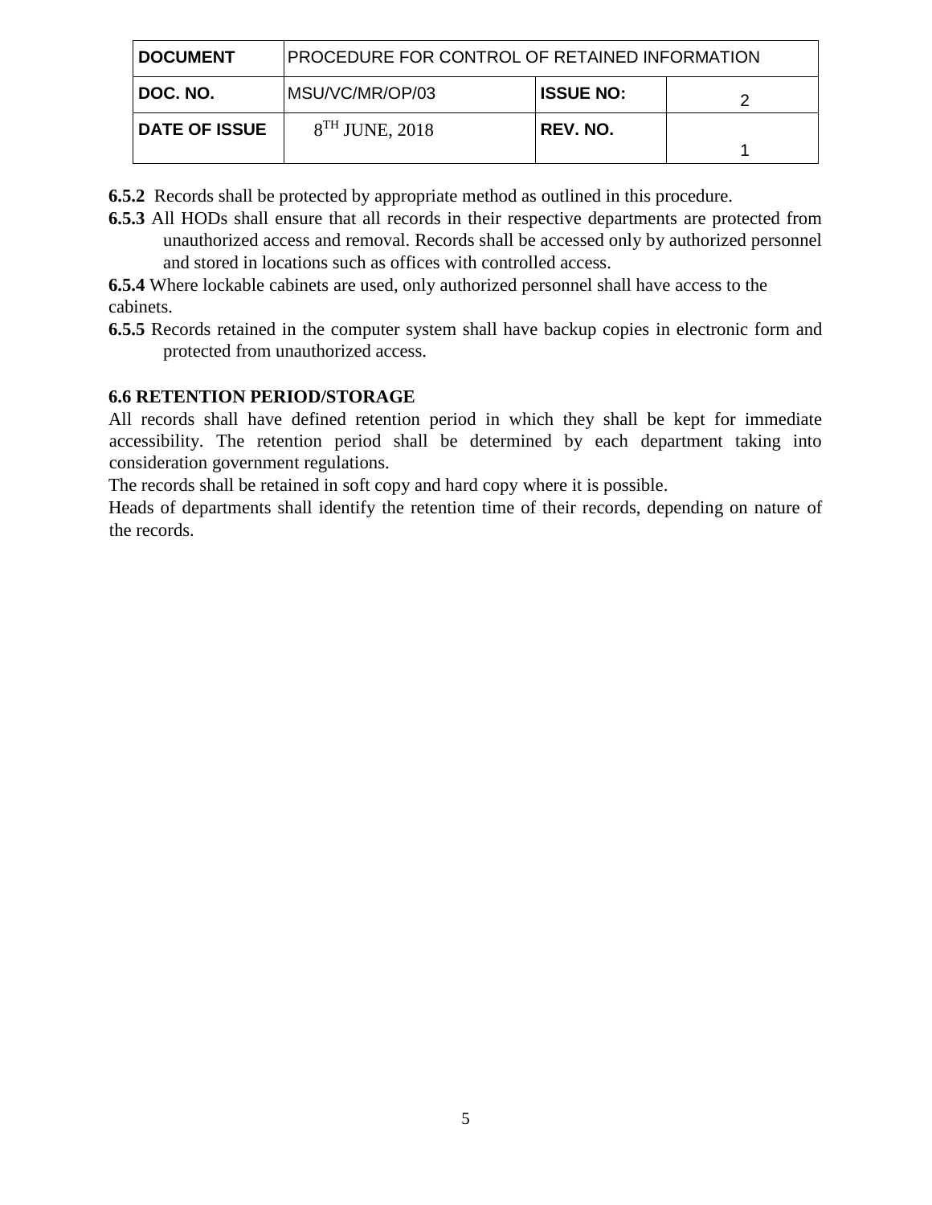| DOCUMENT | PROCEDURE FOR CONTROL OF RETAINED INFORMATION | | |
|---|---|---|---|
| DOC. NO. | MSU/VC/MR/OP/03 | ISSUE NO: | 2 |
| DATE OF ISSUE | 8TH JUNE, 2018 | REV. NO. | 1 |

**6.5.2** Records shall be protected by appropriate method as outlined in this procedure.

**6.5.3** All HODs shall ensure that all records in their respective departments are protected from unauthorized access and removal. Records shall be accessed only by authorized personnel and stored in locations such as offices with controlled access.

**6.5.4** Where lockable cabinets are used, only authorized personnel shall have access to the cabinets.

**6.5.5** Records retained in the computer system shall have backup copies in electronic form and protected from unauthorized access.

**6.6 RETENTION PERIOD/STORAGE**

All records shall have defined retention period in which they shall be kept for immediate accessibility. The retention period shall be determined by each department taking into consideration government regulations.

The records shall be retained in soft copy and hard copy where it is possible.

Heads of departments shall identify the retention time of their records, depending on nature of the records.